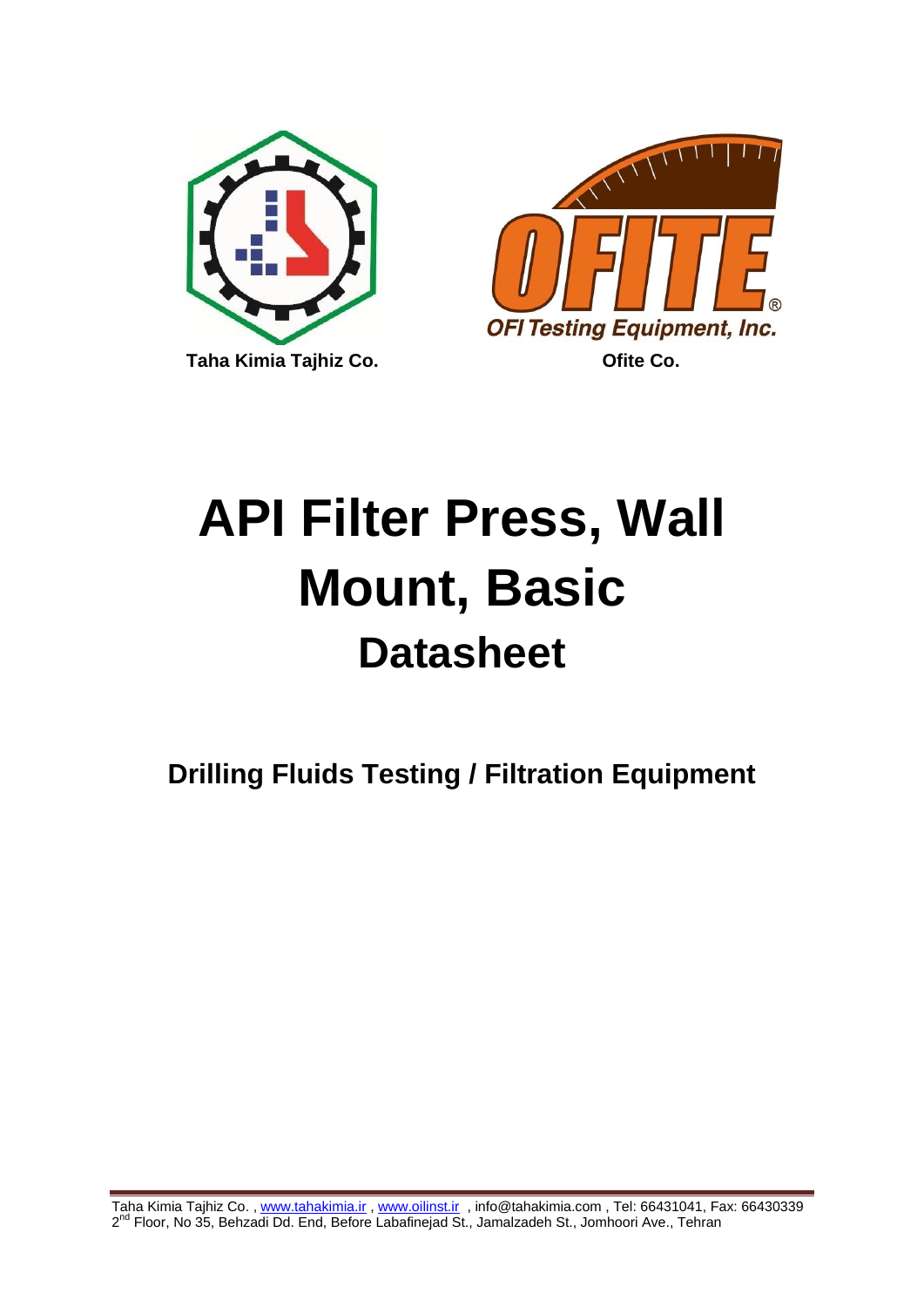Taha Kimia Tajhiz Co.

OFI Testing Equipment, Inc.

Ofite Co.

# API Filter Press, Wall Mount, Basic

## Datasheet

### Drilling Fluids Testing / Filtration Equipment

Taha Kimia Tajhiz Co. , www.tahakimia.ir , www.oilinst.ir , info@tahakimia.com , Tel: 66431041, Fax: 66430339
2nd Floor, No 35, Behzadi Dd. End, Before Labafinejad St., Jamalzadeh St., Jomhoori Ave., Tehran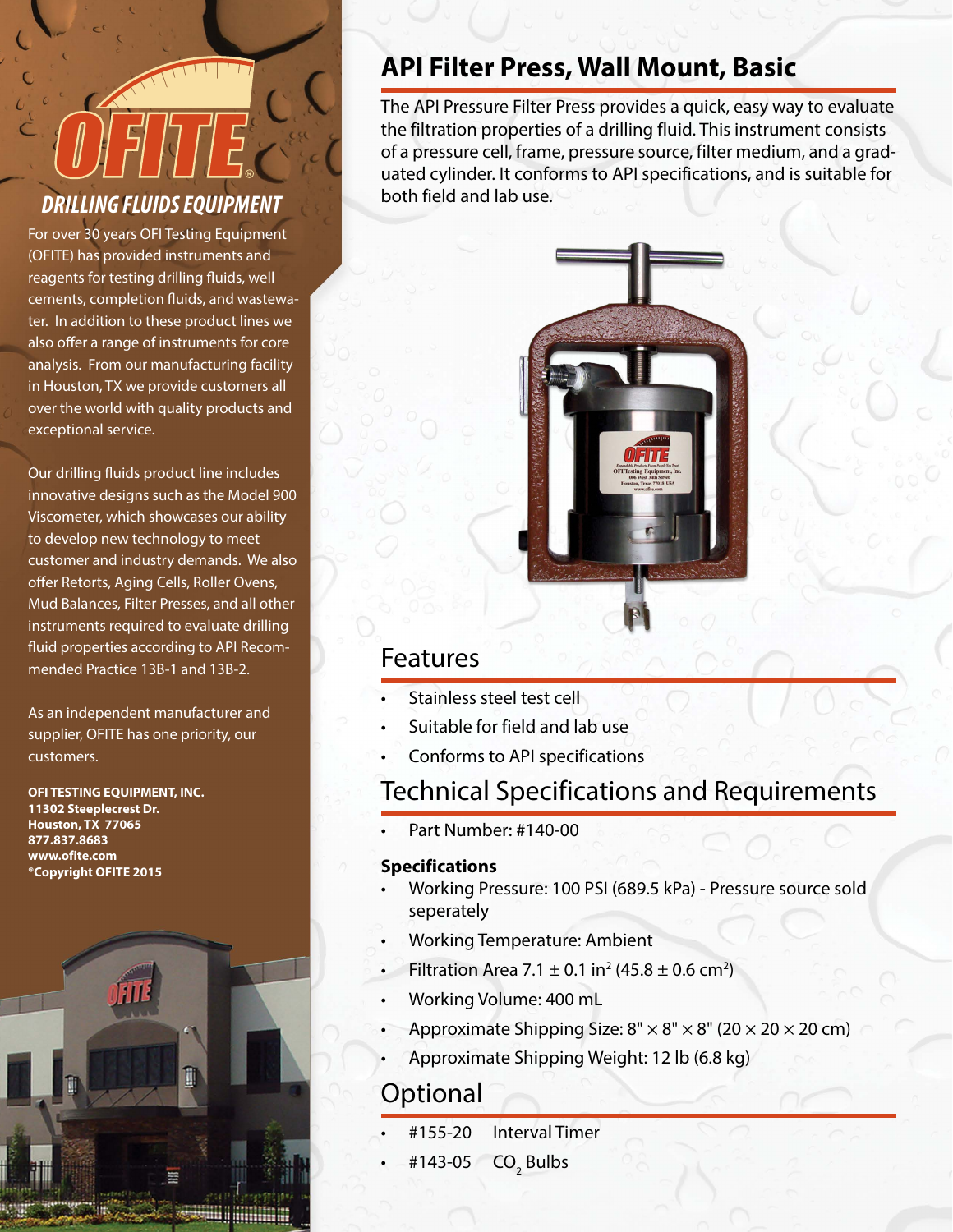OFITE®

## DRILLING FLUIDS EQUIPMENT

For over 30 years OFI Testing Equipment (OFITE) has provided instruments and reagents for testing drilling fluids, well cements, completion fluids, and wastewater. In addition to these product lines we also offer a range of instruments for core analysis. From our manufacturing facility in Houston, TX we provide customers all over the world with quality products and exceptional service.

Our drilling fluids product line includes innovative designs such as the Model 900 Viscometer, which showcases our ability to develop new technology to meet customer and industry demands. We also offer Retorts, Aging Cells, Roller Ovens, Mud Balances, Filter Presses, and all other instruments required to evaluate drilling fluid properties according to API Recommended Practice 13B-1 and 13B-2.

As an independent manufacturer and supplier, OFITE has one priority, our customers.

**OFI TESTING EQUIPMENT, INC.**
**11302 Steeplecrest Dr.**
**Houston, TX 77065**
**877.837.8683**
**www.ofite.com**
**©Copyright OFITE 2015**

# API Filter Press, Wall Mount, Basic

The API Pressure Filter Press provides a quick, easy way to evaluate the filtration properties of a drilling fluid. This instrument consists of a pressure cell, frame, pressure source, filter medium, and a graduated cylinder. It conforms to API specifications, and is suitable for both field and lab use.

## Features

- Stainless steel test cell
- Suitable for field and lab use
- Conforms to API specifications

## Technical Specifications and Requirements

- Part Number: #140-00

### Specifications

- Working Pressure: 100 PSI (689.5 kPa) - Pressure source sold seperately
- Working Temperature: Ambient
- Filtration Area 7.1 ± 0.1 in$^2$ (45.8 ± 0.6 cm$^2$)
- Working Volume: 400 mL
- Approximate Shipping Size: 8" × 8" × 8" (20 × 20 × 20 cm)
- Approximate Shipping Weight: 12 lb (6.8 kg)

## Optional

- #155-20 Interval Timer
- #143-05 $CO_2$ Bulbs